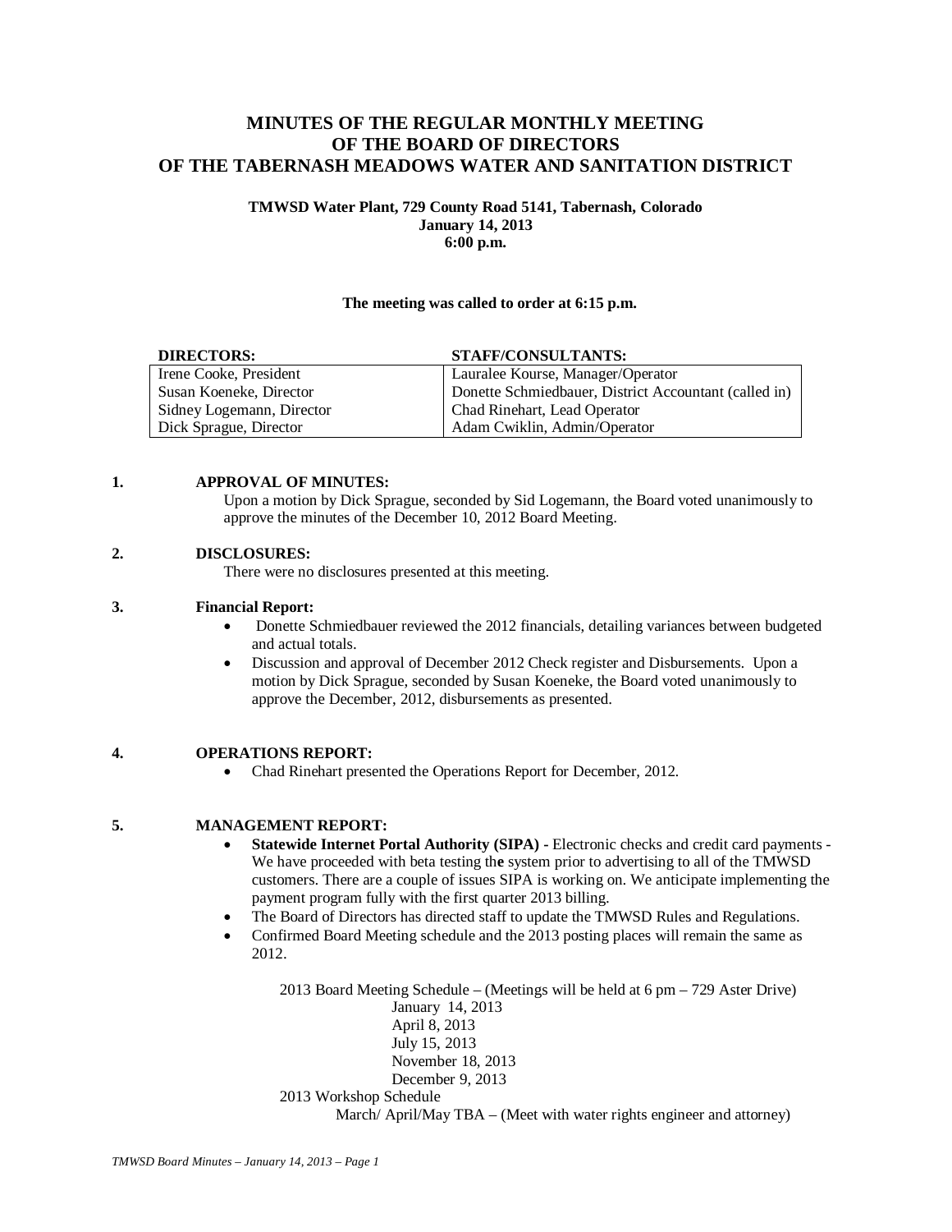# MINUTES OF THE REGULAR MONTHLY MEETING OF THE BOARD OF DIRECTORS OF THE TABERNASH MEADOWS WATER AND SANITATION DISTRICT

**TMWSD Water Plant, 729 County Road 5141, Tabernash, Colorado**
**January 14, 2013**
**6:00 p.m.**

**The meeting was called to order at 6:15 p.m.**

| DIRECTORS: | STAFF/CONSULTANTS: |
|---|---|
| Irene Cooke, President | Lauralee Kourse, Manager/Operator |
| Susan Koeneke, Director | Donette Schmiedbauer, District Accountant (called in) |
| Sidney Logemann, Director | Chad Rinehart, Lead Operator |
| Dick Sprague, Director | Adam Cwiklin, Admin/Operator |

**1. APPROVAL OF MINUTES:**

Upon a motion by Dick Sprague, seconded by Sid Logemann, the Board voted unanimously to approve the minutes of the December 10, 2012 Board Meeting.

**2. DISCLOSURES:**

There were no disclosures presented at this meeting.

**3. Financial Report:**

- Donette Schmiedbauer reviewed the 2012 financials, detailing variances between budgeted and actual totals.
- Discussion and approval of December 2012 Check register and Disbursements. Upon a motion by Dick Sprague, seconded by Susan Koeneke, the Board voted unanimously to approve the December, 2012, disbursements as presented.

**4. OPERATIONS REPORT:**

- Chad Rinehart presented the Operations Report for December, 2012.

**5. MANAGEMENT REPORT:**

- **Statewide Internet Portal Authority (SIPA) -** Electronic checks and credit card payments - We have proceeded with beta testing the system prior to advertising to all of the TMWSD customers. There are a couple of issues SIPA is working on. We anticipate implementing the payment program fully with the first quarter 2013 billing.
- The Board of Directors has directed staff to update the TMWSD Rules and Regulations.
- Confirmed Board Meeting schedule and the 2013 posting places will remain the same as 2012.

2013 Board Meeting Schedule – (Meetings will be held at 6 pm – 729 Aster Drive)

January 14, 2013
April 8, 2013
July 15, 2013
November 18, 2013
December 9, 2013

2013 Workshop Schedule

March/ April/May TBA – (Meet with water rights engineer and attorney)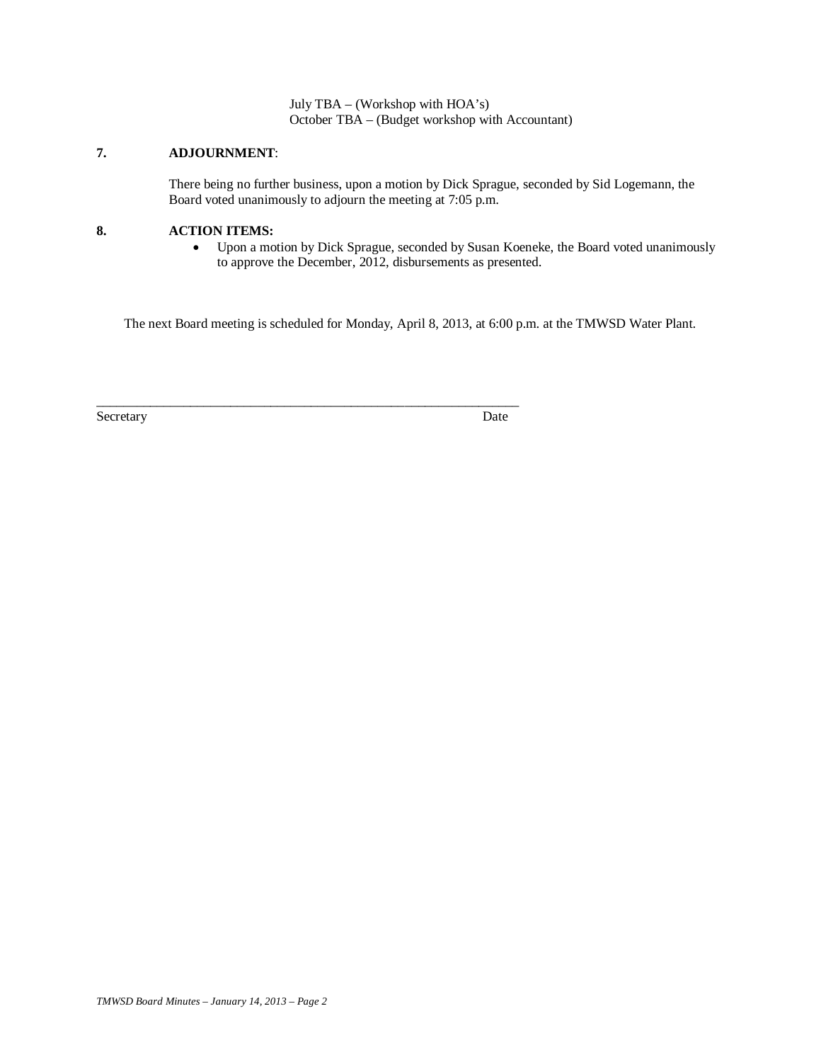July TBA – (Workshop with HOA's)
October TBA – (Budget workshop with Accountant)

**7. ADJOURNMENT**:

There being no further business, upon a motion by Dick Sprague, seconded by Sid Logemann, the Board voted unanimously to adjourn the meeting at 7:05 p.m.

**8. ACTION ITEMS:**

- Upon a motion by Dick Sprague, seconded by Susan Koeneke, the Board voted unanimously to approve the December, 2012, disbursements as presented.

The next Board meeting is scheduled for Monday, April 8, 2013, at 6:00 p.m. at the TMWSD Water Plant.

\_\_\_\_\_\_\_\_\_\_\_\_\_\_\_\_\_\_\_\_\_\_\_\_\_\_\_\_\_\_\_\_\_\_\_\_\_\_\_\_\_\_\_\_\_\_\_\_\_\_\_\_\_\_\_\_\_\_\_\_

Secretary Date